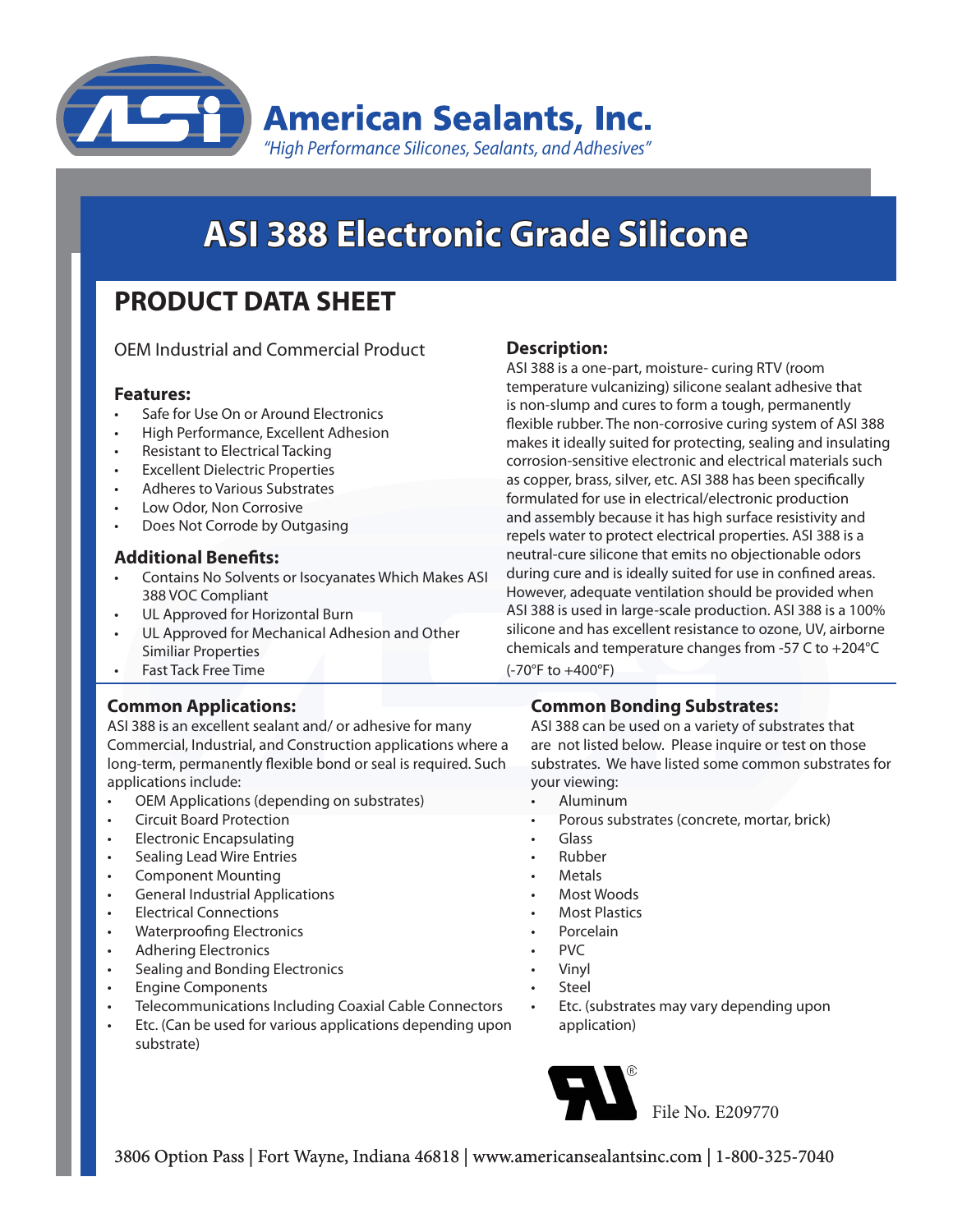# American Sealants, Inc.

*"High Performance Silicones, Sealants, and Adhesives"*

# ASI 388 Electronic Grade Silicone

## PRODUCT DATA SHEET

OEM Industrial and Commercial Product

### Features:

- Safe for Use On or Around Electronics
- High Performance, Excellent Adhesion
- Resistant to Electrical Tacking
- Excellent Dielectric Properties
- Adheres to Various Substrates
- Low Odor, Non Corrosive
- Does Not Corrode by Outgasing

### Additional Benefits:

- Contains No Solvents or Isocyanates Which Makes ASI 388 VOC Compliant
- UL Approved for Horizontal Burn
- UL Approved for Mechanical Adhesion and Other Similiar Properties
- Fast Tack Free Time

### Description:

ASI 388 is a one-part, moisture- curing RTV (room temperature vulcanizing) silicone sealant adhesive that is non-slump and cures to form a tough, permanently flexible rubber. The non-corrosive curing system of ASI 388 makes it ideally suited for protecting, sealing and insulating corrosion-sensitive electronic and electrical materials such as copper, brass, silver, etc. ASI 388 has been specifically formulated for use in electrical/electronic production and assembly because it has high surface resistivity and repels water to protect electrical properties. ASI 388 is a neutral-cure silicone that emits no objectionable odors during cure and is ideally suited for use in confined areas. However, adequate ventilation should be provided when ASI 388 is used in large-scale production. ASI 388 is a 100% silicone and has excellent resistance to ozone, UV, airborne chemicals and temperature changes from -57 C to +204°C (-70°F to +400°F)

### Common Applications:

ASI 388 is an excellent sealant and/ or adhesive for many Commercial, Industrial, and Construction applications where a long-term, permanently flexible bond or seal is required. Such applications include:

- OEM Applications (depending on substrates)
- Circuit Board Protection
- Electronic Encapsulating
- Sealing Lead Wire Entries
- Component Mounting
- General Industrial Applications
- Electrical Connections
- Waterproofing Electronics
- Adhering Electronics
- Sealing and Bonding Electronics
- Engine Components
- Telecommunications Including Coaxial Cable Connectors
- Etc. (Can be used for various applications depending upon substrate)

### Common Bonding Substrates:

ASI 388 can be used on a variety of substrates that are not listed below. Please inquire or test on those substrates. We have listed some common substrates for your viewing:

- Aluminum
- Porous substrates (concrete, mortar, brick)
- Glass
- Rubber
- Metals
- Most Woods
- Most Plastics
- Porcelain
- PVC
- Vinyl
- Steel
- Etc. (substrates may vary depending upon application)

UL® File No. E209770

3806 Option Pass | Fort Wayne, Indiana 46818 | www.americansealantsinc.com | 1-800-325-7040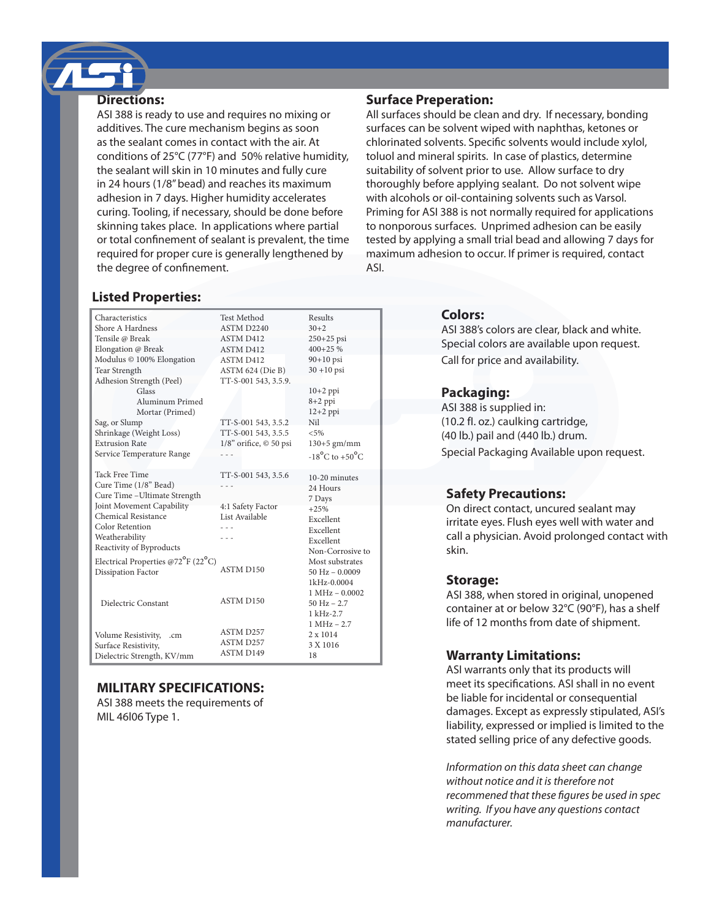## Directions:

ASI 388 is ready to use and requires no mixing or additives. The cure mechanism begins as soon as the sealant comes in contact with the air. At conditions of 25°C (77°F) and 50% relative humidity, the sealant will skin in 10 minutes and fully cure in 24 hours (1/8" bead) and reaches its maximum adhesion in 7 days. Higher humidity accelerates curing. Tooling, if necessary, should be done before skinning takes place. In applications where partial or total confinement of sealant is prevalent, the time required for proper cure is generally lengthened by the degree of confinement.

## Surface Preperation:

All surfaces should be clean and dry. If necessary, bonding surfaces can be solvent wiped with naphthas, ketones or chlorinated solvents. Specific solvents would include xylol, toluol and mineral spirits. In case of plastics, determine suitability of solvent prior to use. Allow surface to dry thoroughly before applying sealant. Do not solvent wipe with alcohols or oil-containing solvents such as Varsol. Priming for ASI 388 is not normally required for applications to nonporous surfaces. Unprimed adhesion can be easily tested by applying a small trial bead and allowing 7 days for maximum adhesion to occur. If primer is required, contact ASI.

## Listed Properties:

| Characteristics | Test Method | Results |
|---|---|---|
| Shore A Hardness | ASTM D2240 | 30+2 |
| Tensile @ Break | ASTM D412 | 250+25 psi |
| Elongation @ Break | ASTM D412 | 400+25 % |
| Modulus © 100% Elongation | ASTM D412 | 90+10 psi |
| Tear Strength | ASTM 624 (Die B) | 30 +10 psi |
| Adhesion Strength (Peel) | TT-S-001 543, 3.5.9. | |
| Glass | | 10+2 ppi |
| Aluminum Primed | | 8+2 ppi |
| Mortar (Primed) | | 12+2 ppi |
| Sag, or Slump | TT-S-001 543, 3.5.2 | Nil |
| Shrinkage (Weight Loss) | TT-S-001 543, 3.5.5 | <5% |
| Extrusion Rate | 1/8" orifice, © 50 psi | 130+5 gm/mm |
| Service Temperature Range | - - - | -18°C to +50°C |
| Tack Free Time | TT-S-001 543, 3.5.6 | 10-20 minutes |
| Cure Time (1/8" Bead) | - - - | 24 Hours |
| Cure Time –Ultimate Strength | | 7 Days |
| Joint Movement Capability | 4:1 Safety Factor | +25% |
| Chemical Resistance | List Available | Excellent |
| Color Retention | - - - | Excellent |
| Weatherability | - - - | Excellent |
| Reactivity of Byproducts | | Non-Corrosive to Most substrates |
| Electrical Properties @72°F (22°C) | | |
| Dissipation Factor | ASTM D150 | 50 Hz – 0.0009<br>1kHz-0.0004<br>1 MHz – 0.0002 |
| Dielectric Constant | ASTM D150 | 50 Hz – 2.7<br>1 kHz-2.7<br>1 MHz – 2.7 |
| Volume Resistivity, .cm | ASTM D257 | 2 x 1014 |
| Surface Resistivity, | ASTM D257 | 3 X 1016 |
| Dielectric Strength, KV/mm | ASTM D149 | 18 |

## MILITARY SPECIFICATIONS:

ASI 388 meets the requirements of MIL 46l06 Type 1.

## Colors:

ASI 388's colors are clear, black and white. Special colors are available upon request. Call for price and availability.

## Packaging:

ASI 388 is supplied in:
(10.2 fl. oz.) caulking cartridge,
(40 lb.) pail and (440 lb.) drum.
Special Packaging Available upon request.

## Safety Precautions:

On direct contact, uncured sealant may irritate eyes. Flush eyes well with water and call a physician. Avoid prolonged contact with skin.

## Storage:

ASI 388, when stored in original, unopened container at or below 32°C (90°F), has a shelf life of 12 months from date of shipment.

## Warranty Limitations:

ASI warrants only that its products will meet its specifications. ASI shall in no event be liable for incidental or consequential damages. Except as expressly stipulated, ASI's liability, expressed or implied is limited to the stated selling price of any defective goods.

*Information on this data sheet can change without notice and it is therefore not recommened that these figures be used in spec writing. If you have any questions contact manufacturer.*